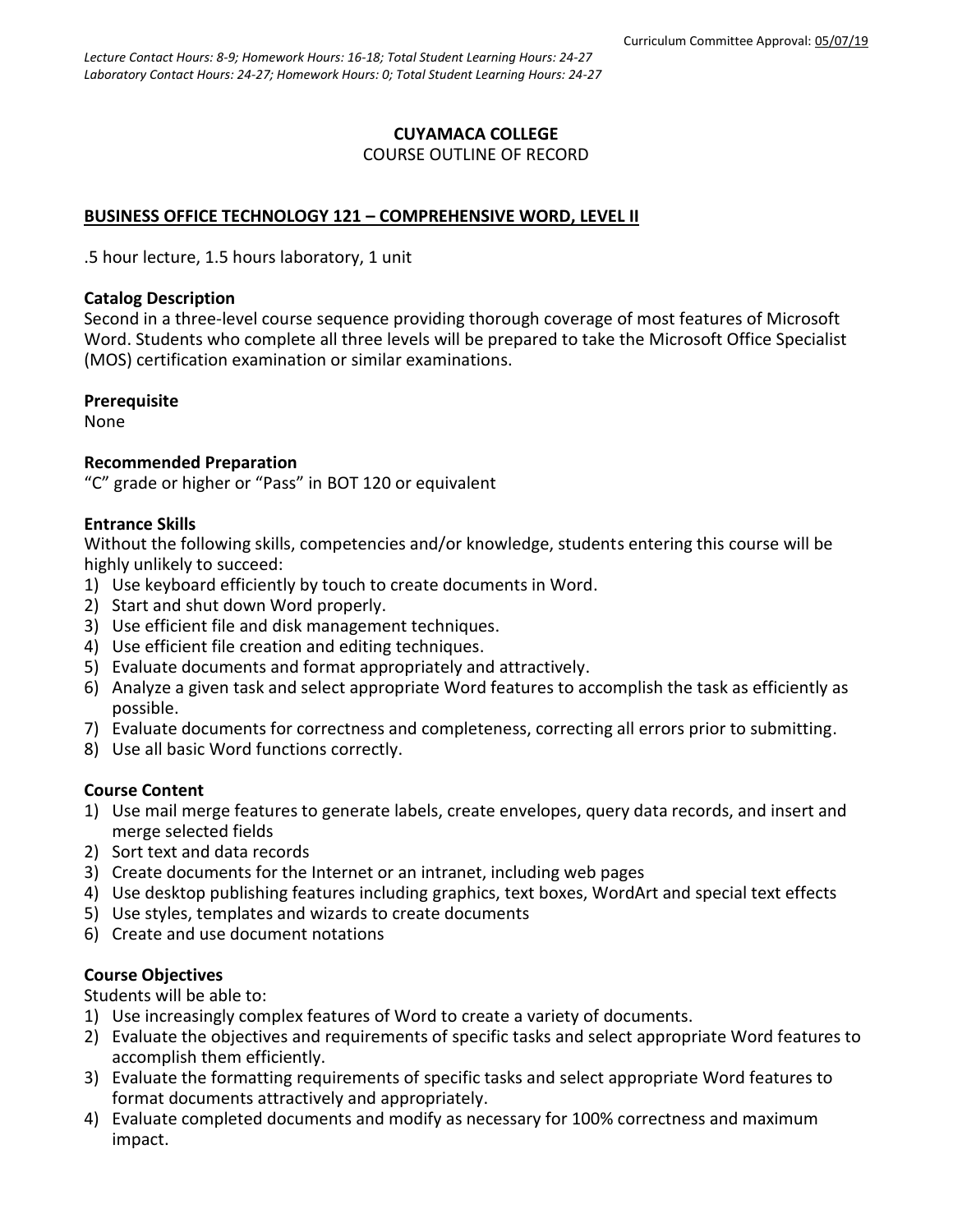Curriculum Committee Approval: 05/07/19

*Lecture Contact Hours: 8-9; Homework Hours: 16-18; Total Student Learning Hours: 24-27*
*Laboratory Contact Hours: 24-27; Homework Hours: 0; Total Student Learning Hours: 24-27*

**CUYAMACA COLLEGE**
COURSE OUTLINE OF RECORD

## BUSINESS OFFICE TECHNOLOGY 121 – COMPREHENSIVE WORD, LEVEL II

.5 hour lecture, 1.5 hours laboratory, 1 unit

### Catalog Description

Second in a three-level course sequence providing thorough coverage of most features of Microsoft Word. Students who complete all three levels will be prepared to take the Microsoft Office Specialist (MOS) certification examination or similar examinations.

### Prerequisite

None

### Recommended Preparation

“C” grade or higher or “Pass” in BOT 120 or equivalent

### Entrance Skills

Without the following skills, competencies and/or knowledge, students entering this course will be highly unlikely to succeed:

1) Use keyboard efficiently by touch to create documents in Word.
2) Start and shut down Word properly.
3) Use efficient file and disk management techniques.
4) Use efficient file creation and editing techniques.
5) Evaluate documents and format appropriately and attractively.
6) Analyze a given task and select appropriate Word features to accomplish the task as efficiently as possible.
7) Evaluate documents for correctness and completeness, correcting all errors prior to submitting.
8) Use all basic Word functions correctly.

### Course Content

1) Use mail merge features to generate labels, create envelopes, query data records, and insert and merge selected fields
2) Sort text and data records
3) Create documents for the Internet or an intranet, including web pages
4) Use desktop publishing features including graphics, text boxes, WordArt and special text effects
5) Use styles, templates and wizards to create documents
6) Create and use document notations

### Course Objectives

Students will be able to:

1) Use increasingly complex features of Word to create a variety of documents.
2) Evaluate the objectives and requirements of specific tasks and select appropriate Word features to accomplish them efficiently.
3) Evaluate the formatting requirements of specific tasks and select appropriate Word features to format documents attractively and appropriately.
4) Evaluate completed documents and modify as necessary for 100% correctness and maximum impact.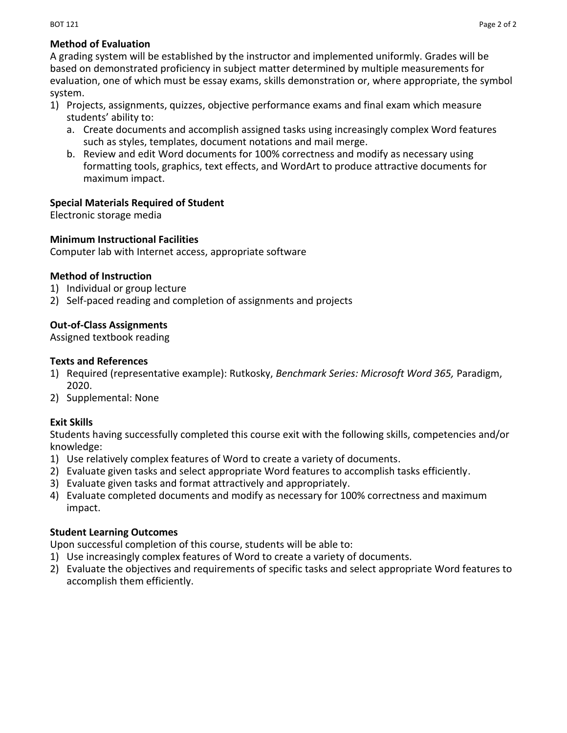**Method of Evaluation**

A grading system will be established by the instructor and implemented uniformly. Grades will be based on demonstrated proficiency in subject matter determined by multiple measurements for evaluation, one of which must be essay exams, skills demonstration or, where appropriate, the symbol system.

1) Projects, assignments, quizzes, objective performance exams and final exam which measure students' ability to:
   a. Create documents and accomplish assigned tasks using increasingly complex Word features such as styles, templates, document notations and mail merge.
   b. Review and edit Word documents for 100% correctness and modify as necessary using formatting tools, graphics, text effects, and WordArt to produce attractive documents for maximum impact.

**Special Materials Required of Student**

Electronic storage media

**Minimum Instructional Facilities**

Computer lab with Internet access, appropriate software

**Method of Instruction**

1) Individual or group lecture
2) Self-paced reading and completion of assignments and projects

**Out-of-Class Assignments**

Assigned textbook reading

**Texts and References**

1) Required (representative example): Rutkosky, *Benchmark Series: Microsoft Word 365,* Paradigm, 2020.
2) Supplemental: None

**Exit Skills**

Students having successfully completed this course exit with the following skills, competencies and/or knowledge:

1) Use relatively complex features of Word to create a variety of documents.
2) Evaluate given tasks and select appropriate Word features to accomplish tasks efficiently.
3) Evaluate given tasks and format attractively and appropriately.
4) Evaluate completed documents and modify as necessary for 100% correctness and maximum impact.

**Student Learning Outcomes**

Upon successful completion of this course, students will be able to:

1) Use increasingly complex features of Word to create a variety of documents.
2) Evaluate the objectives and requirements of specific tasks and select appropriate Word features to accomplish them efficiently.